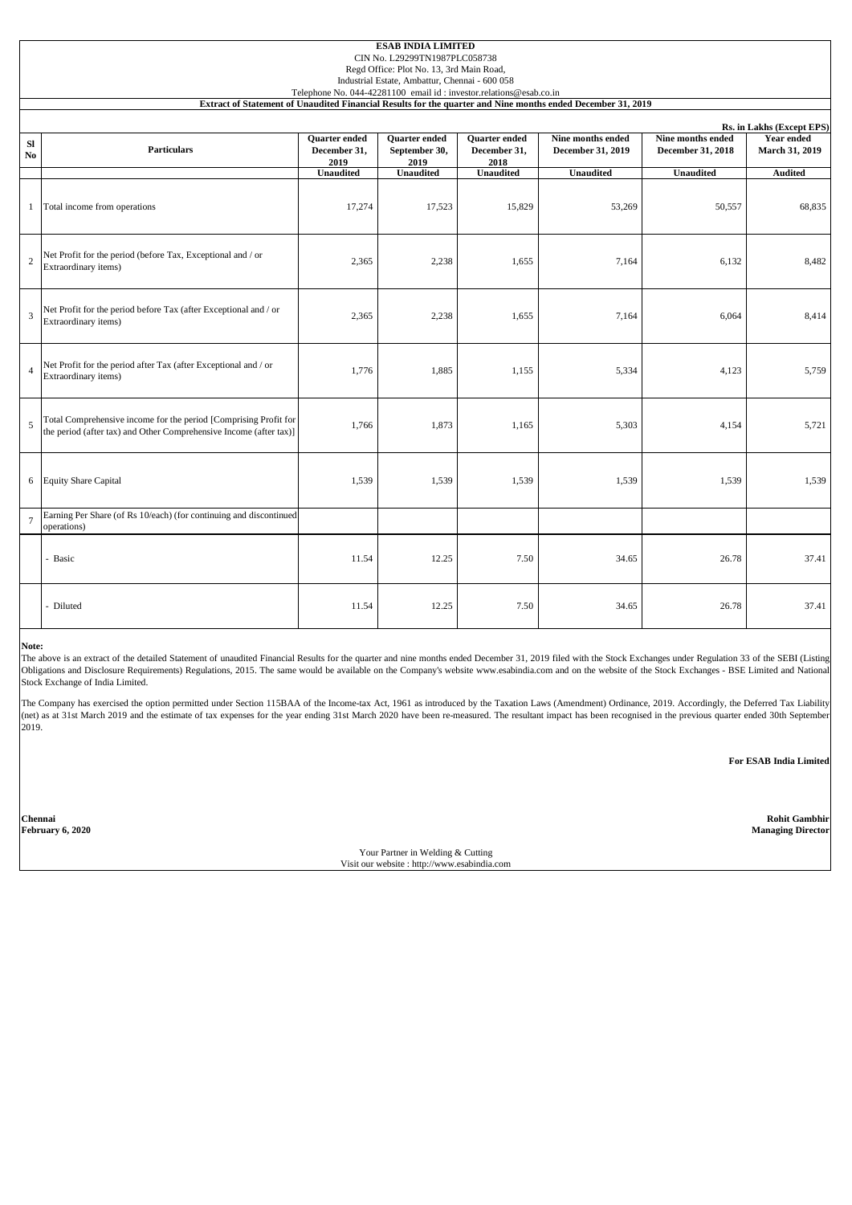**ESAB INDIA LIMITED**
CIN No. L29299TN1987PLC058738
Regd Office: Plot No. 13, 3rd Main Road,
Industrial Estate, Ambattur, Chennai - 600 058
Telephone No. 044-42281100 email id : investor.relations@esab.co.in

**Extract of Statement of Unaudited Financial Results for the quarter and Nine months ended December 31, 2019**

**Rs. in Lakhs (Except EPS)**

| Sl No | Particulars | Quarter ended December 31, 2019 | Quarter ended September 30, 2019 | Quarter ended December 31, 2018 | Nine months ended December 31, 2019 | Nine months ended December 31, 2018 | Year ended March 31, 2019 |
|---|---|---|---|---|---|---|---|
| | | Unaudited | Unaudited | Unaudited | Unaudited | Unaudited | Audited |
| 1 | Total income from operations | 17,274 | 17,523 | 15,829 | 53,269 | 50,557 | 68,835 |
| 2 | Net Profit for the period (before Tax, Exceptional and / or Extraordinary items) | 2,365 | 2,238 | 1,655 | 7,164 | 6,132 | 8,482 |
| 3 | Net Profit for the period before Tax (after Exceptional and / or Extraordinary items) | 2,365 | 2,238 | 1,655 | 7,164 | 6,064 | 8,414 |
| 4 | Net Profit for the period after Tax (after Exceptional and / or Extraordinary items) | 1,776 | 1,885 | 1,155 | 5,334 | 4,123 | 5,759 |
| 5 | Total Comprehensive income for the period [Comprising Profit for the period (after tax) and Other Comprehensive Income (after tax)] | 1,766 | 1,873 | 1,165 | 5,303 | 4,154 | 5,721 |
| 6 | Equity Share Capital | 1,539 | 1,539 | 1,539 | 1,539 | 1,539 | 1,539 |
| 7 | Earning Per Share (of Rs 10/each) (for continuing and discontinued operations) | | | | | | |
| | - Basic | 11.54 | 12.25 | 7.50 | 34.65 | 26.78 | 37.41 |
| | - Diluted | 11.54 | 12.25 | 7.50 | 34.65 | 26.78 | 37.41 |

**Note:**

The above is an extract of the detailed Statement of unaudited Financial Results for the quarter and nine months ended December 31, 2019 filed with the Stock Exchanges under Regulation 33 of the SEBI (Listing Obligations and Disclosure Requirements) Regulations, 2015. The same would be available on the Company's website www.esabindia.com and on the website of the Stock Exchanges - BSE Limited and National Stock Exchange of India Limited.

The Company has exercised the option permitted under Section 115BAA of the Income-tax Act, 1961 as introduced by the Taxation Laws (Amendment) Ordinance, 2019. Accordingly, the Deferred Tax Liability (net) as at 31st March 2019 and the estimate of tax expenses for the year ending 31st March 2020 have been re-measured. The resultant impact has been recognised in the previous quarter ended 30th September 2019.

**For ESAB India Limited**

**Chennai**
**February 6, 2020**

**Rohit Gambhir**
**Managing Director**

Your Partner in Welding & Cutting
Visit our website : http://www.esabindia.com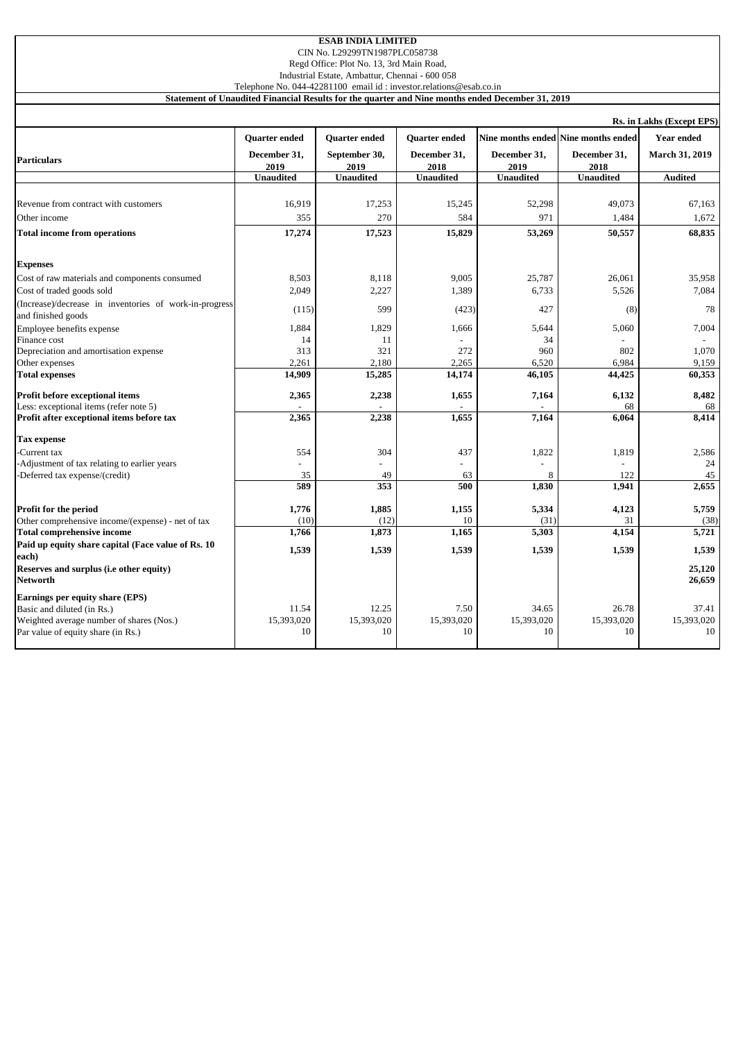**ESAB INDIA LIMITED**

CIN No. L29299TN1987PLC058738

Regd Office: Plot No. 13, 3rd Main Road,

Industrial Estate, Ambattur, Chennai - 600 058

Telephone No. 044-42281100 email id : investor.relations@esab.co.in

**Statement of Unaudited Financial Results for the quarter and Nine months ended December 31, 2019**

**Rs. in Lakhs (Except EPS)**

| Particulars | Quarter ended | Quarter ended | Quarter ended | Nine months ended | Nine months ended | Year ended |
|---|---|---|---|---|---|---|
| | December 31, 2019 | September 30, 2019 | December 31, 2018 | December 31, 2019 | December 31, 2018 | March 31, 2019 |
| | Unaudited | Unaudited | Unaudited | Unaudited | Unaudited | Audited |
| Revenue from contract with customers | 16,919 | 17,253 | 15,245 | 52,298 | 49,073 | 67,163 |
| Other income | 355 | 270 | 584 | 971 | 1,484 | 1,672 |
| **Total income from operations** | **17,274** | **17,523** | **15,829** | **53,269** | **50,557** | **68,835** |
| **Expenses** | | | | | | |
| Cost of raw materials and components consumed | 8,503 | 8,118 | 9,005 | 25,787 | 26,061 | 35,958 |
| Cost of traded goods sold | 2,049 | 2,227 | 1,389 | 6,733 | 5,526 | 7,084 |
| (Increase)/decrease in inventories of work-in-progress and finished goods | (115) | 599 | (423) | 427 | (8) | 78 |
| Employee benefits expense | 1,884 | 1,829 | 1,666 | 5,644 | 5,060 | 7,004 |
| Finance cost | 14 | 11 | - | 34 | - | - |
| Depreciation and amortisation expense | 313 | 321 | 272 | 960 | 802 | 1,070 |
| Other expenses | 2,261 | 2,180 | 2,265 | 6,520 | 6,984 | 9,159 |
| **Total expenses** | **14,909** | **15,285** | **14,174** | **46,105** | **44,425** | **60,353** |
| **Profit before exceptional items** | **2,365** | **2,238** | **1,655** | **7,164** | **6,132** | **8,482** |
| Less: exceptional items (refer note 5) | - | - | - | - | 68 | 68 |
| **Profit after exceptional items before tax** | **2,365** | **2,238** | **1,655** | **7,164** | **6,064** | **8,414** |
| **Tax expense** | | | | | | |
| -Current tax | 554 | 304 | 437 | 1,822 | 1,819 | 2,586 |
| -Adjustment of tax relating to earlier years | - | - | - | - | - | 24 |
| -Deferred tax expense/(credit) | 35 | 49 | 63 | 8 | 122 | 45 |
| | **589** | **353** | **500** | **1,830** | **1,941** | **2,655** |
| **Profit for the period** | **1,776** | **1,885** | **1,155** | **5,334** | **4,123** | **5,759** |
| Other comprehensive income/(expense) - net of tax | (10) | (12) | 10 | (31) | 31 | (38) |
| **Total comprehensive income** | **1,766** | **1,873** | **1,165** | **5,303** | **4,154** | **5,721** |
| **Paid up equity share capital (Face value of Rs. 10 each)** | **1,539** | **1,539** | **1,539** | **1,539** | **1,539** | **1,539** |
| **Reserves and surplus (i.e other equity)** | | | | | | **25,120** |
| **Networth** | | | | | | **26,659** |
| **Earnings per equity share (EPS)** | | | | | | |
| Basic and diluted (in Rs.) | 11.54 | 12.25 | 7.50 | 34.65 | 26.78 | 37.41 |
| Weighted average number of shares (Nos.) | 15,393,020 | 15,393,020 | 15,393,020 | 15,393,020 | 15,393,020 | 15,393,020 |
| Par value of equity share (in Rs.) | 10 | 10 | 10 | 10 | 10 | 10 |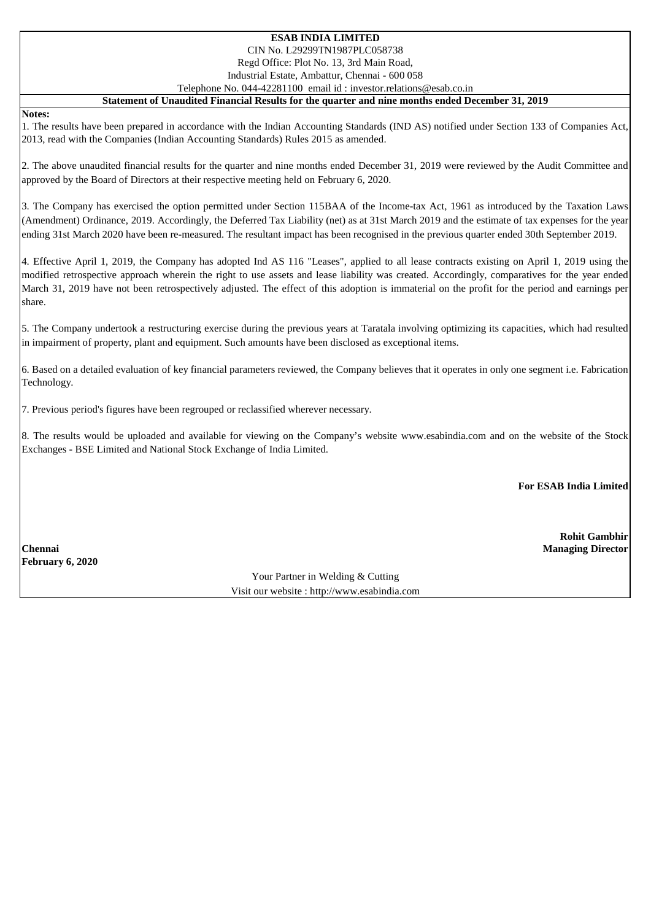**ESAB INDIA LIMITED**

CIN No. L29299TN1987PLC058738

Regd Office: Plot No. 13, 3rd Main Road,

Industrial Estate, Ambattur, Chennai - 600 058

Telephone No. 044-42281100 email id : investor.relations@esab.co.in

**Statement of Unaudited Financial Results for the quarter and nine months ended December 31, 2019**

**Notes:**

1. The results have been prepared in accordance with the Indian Accounting Standards (IND AS) notified under Section 133 of Companies Act, 2013, read with the Companies (Indian Accounting Standards) Rules 2015 as amended.

2. The above unaudited financial results for the quarter and nine months ended December 31, 2019 were reviewed by the Audit Committee and approved by the Board of Directors at their respective meeting held on February 6, 2020.

3. The Company has exercised the option permitted under Section 115BAA of the Income-tax Act, 1961 as introduced by the Taxation Laws (Amendment) Ordinance, 2019. Accordingly, the Deferred Tax Liability (net) as at 31st March 2019 and the estimate of tax expenses for the year ending 31st March 2020 have been re-measured. The resultant impact has been recognised in the previous quarter ended 30th September 2019.

4. Effective April 1, 2019, the Company has adopted Ind AS 116 "Leases", applied to all lease contracts existing on April 1, 2019 using the modified retrospective approach wherein the right to use assets and lease liability was created. Accordingly, comparatives for the year ended March 31, 2019 have not been retrospectively adjusted. The effect of this adoption is immaterial on the profit for the period and earnings per share.

5. The Company undertook a restructuring exercise during the previous years at Taratala involving optimizing its capacities, which had resulted in impairment of property, plant and equipment. Such amounts have been disclosed as exceptional items.

6. Based on a detailed evaluation of key financial parameters reviewed, the Company believes that it operates in only one segment i.e. Fabrication Technology.

7. Previous period's figures have been regrouped or reclassified wherever necessary.

8. The results would be uploaded and available for viewing on the Company's website www.esabindia.com and on the website of the Stock Exchanges - BSE Limited and National Stock Exchange of India Limited.

**For ESAB India Limited**

**Rohit Gambhir**
**Managing Director**

**Chennai**
**February 6, 2020**

Your Partner in Welding & Cutting

Visit our website : http://www.esabindia.com